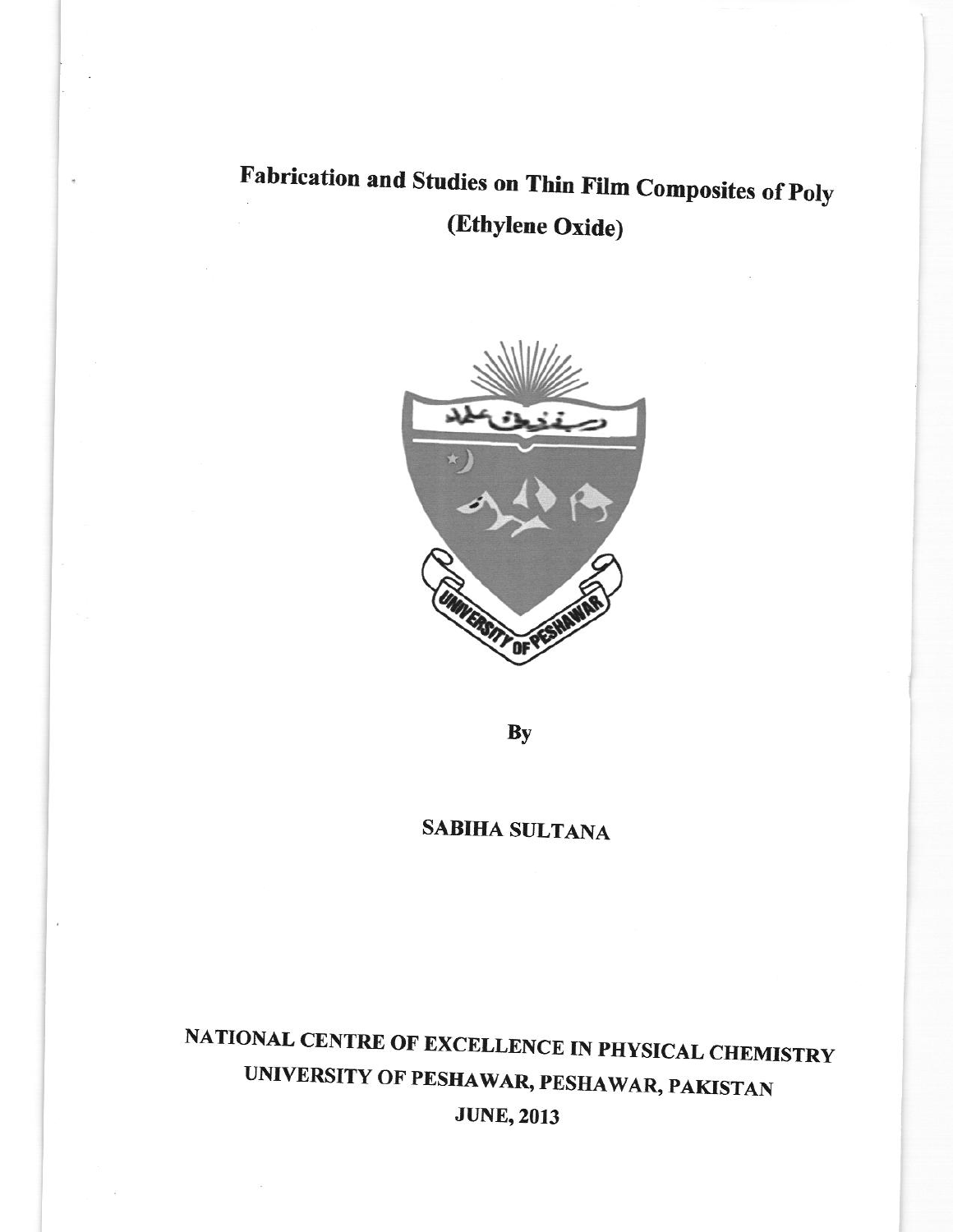# Fabrication and Studies on Thin Film Composites of Poly (Ethylene Oxide)

By

**SABIHA SULTANA**

**NATIONAL CENTRE OF EXCELLENCE IN PHYSICAL CHEMISTRY**
**UNIVERSITY OF PESHAWAR, PESHAWAR, PAKISTAN**
**JUNE, 2013**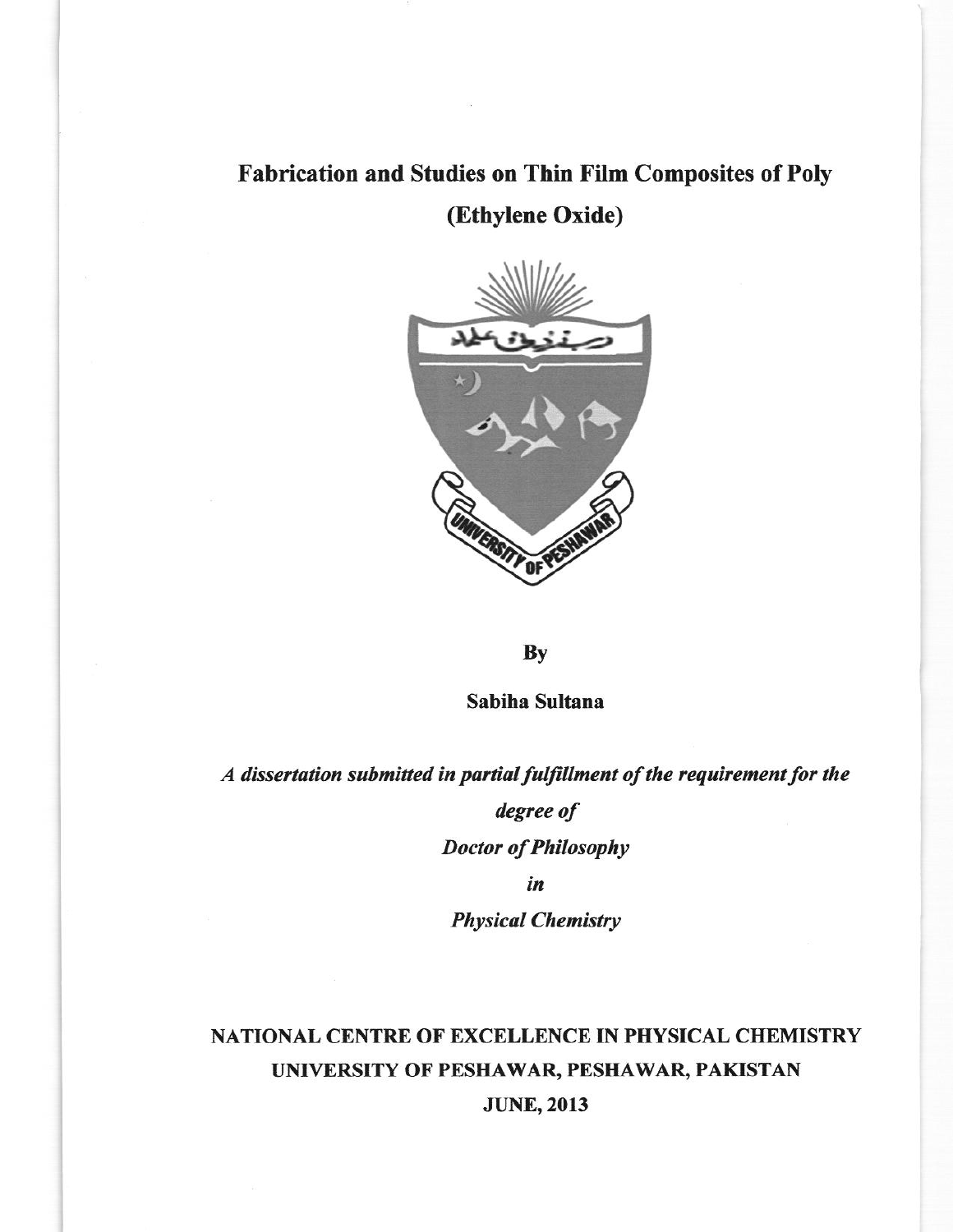# Fabrication and Studies on Thin Film Composites of Poly (Ethylene Oxide)

By

**Sabiha Sultana**

*A dissertation submitted in partial fulfillment of the requirement for the degree of*

*Doctor of Philosophy*

*in*

*Physical Chemistry*

**NATIONAL CENTRE OF EXCELLENCE IN PHYSICAL CHEMISTRY**

**UNIVERSITY OF PESHAWAR, PESHAWAR, PAKISTAN**

**JUNE, 2013**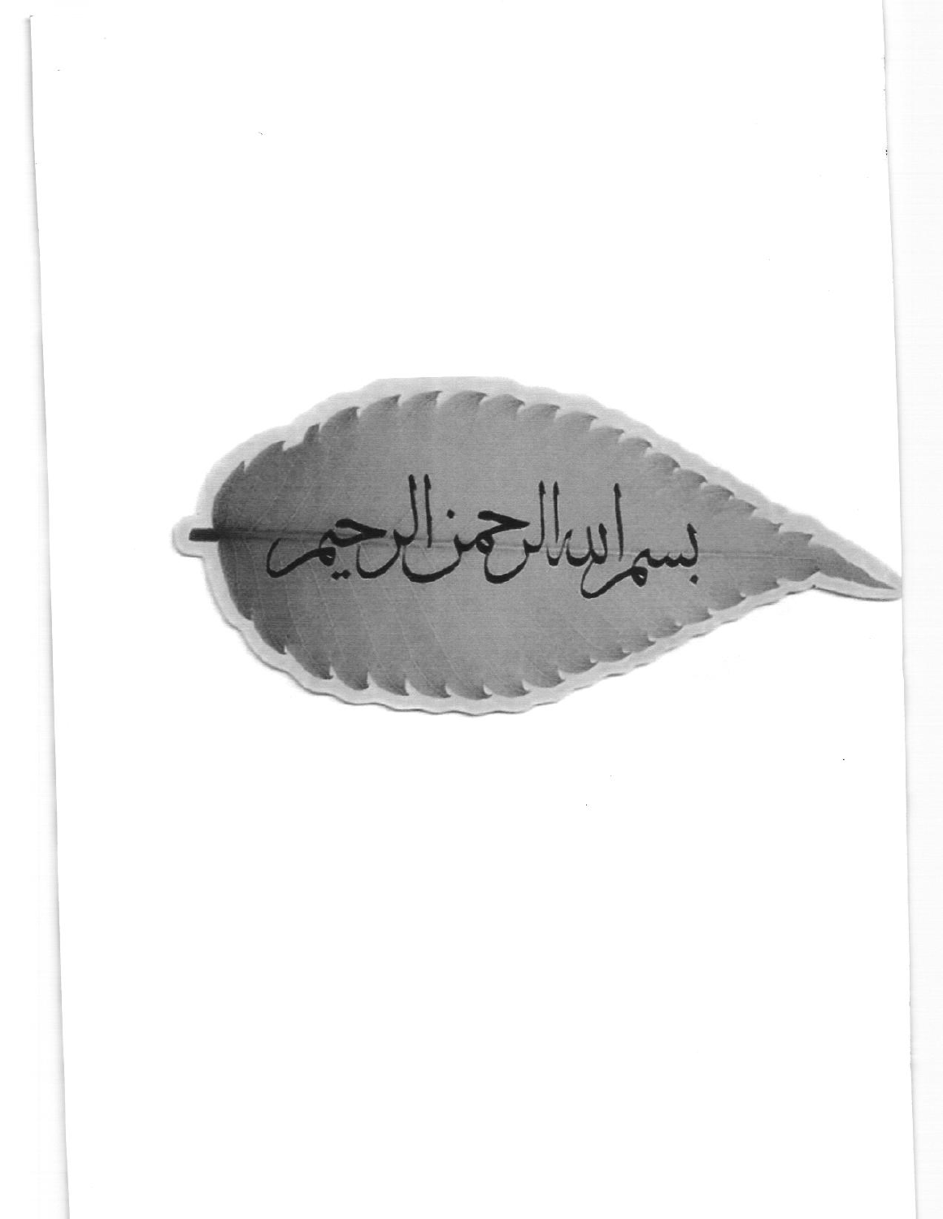بسم الله الرحمن الرحيم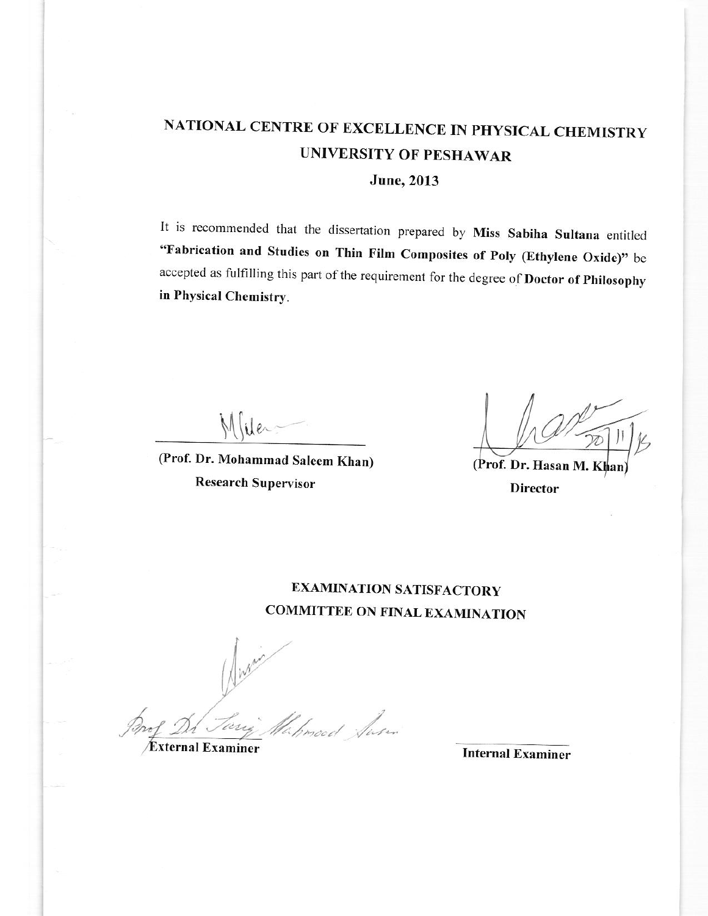# NATIONAL CENTRE OF EXCELLENCE IN PHYSICAL CHEMISTRY
## UNIVERSITY OF PESHAWAR
### June, 2013

It is recommended that the dissertation prepared by **Miss Sabiha Sultana** entitled **"Fabrication and Studies on Thin Film Composites of Poly (Ethylene Oxide)"** be accepted as fulfilling this part of the requirement for the degree of **Doctor of Philosophy in Physical Chemistry**.

**(Prof. Dr. Mohammad Saleem Khan)**
**Research Supervisor**

**(Prof. Dr. Hasan M. Khan)**
**Director**

20/11/15

## EXAMINATION SATISFACTORY
## COMMITTEE ON FINAL EXAMINATION

Prof Dr Tariq Mahmood Ansari
**External Examiner**

**Internal Examiner**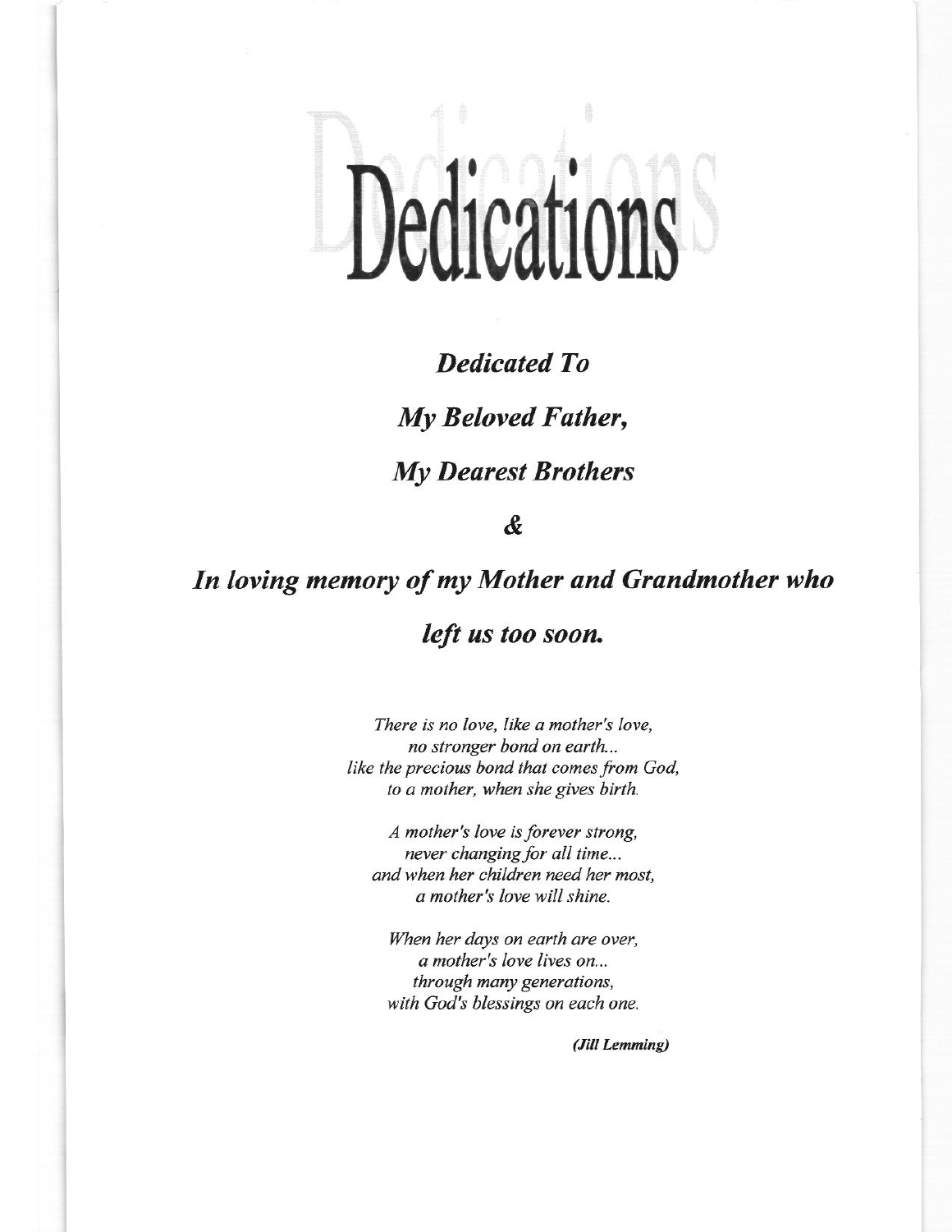# Dedications

***Dedicated To***

***My Beloved Father,***

***My Dearest Brothers***

***&***

***In loving memory of my Mother and Grandmother who left us too soon.***

*There is no love, like a mother's love,*
*no stronger bond on earth...*
*like the precious bond that comes from God,*
*to a mother, when she gives birth.*

*A mother's love is forever strong,*
*never changing for all time...*
*and when her children need her most,*
*a mother's love will shine.*

*When her days on earth are over,*
*a mother's love lives on...*
*through many generations,*
*with God's blessings on each one.*

***(Jill Lemming)***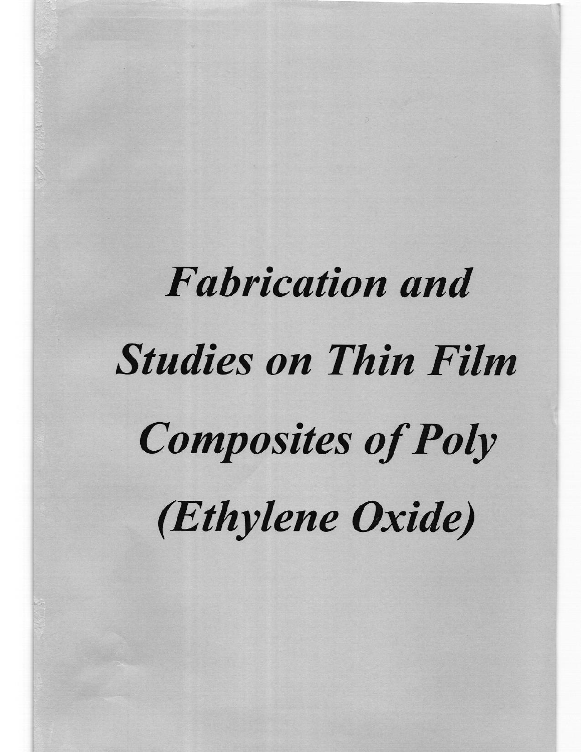# *Fabrication and Studies on Thin Film Composites of Poly (Ethylene Oxide)*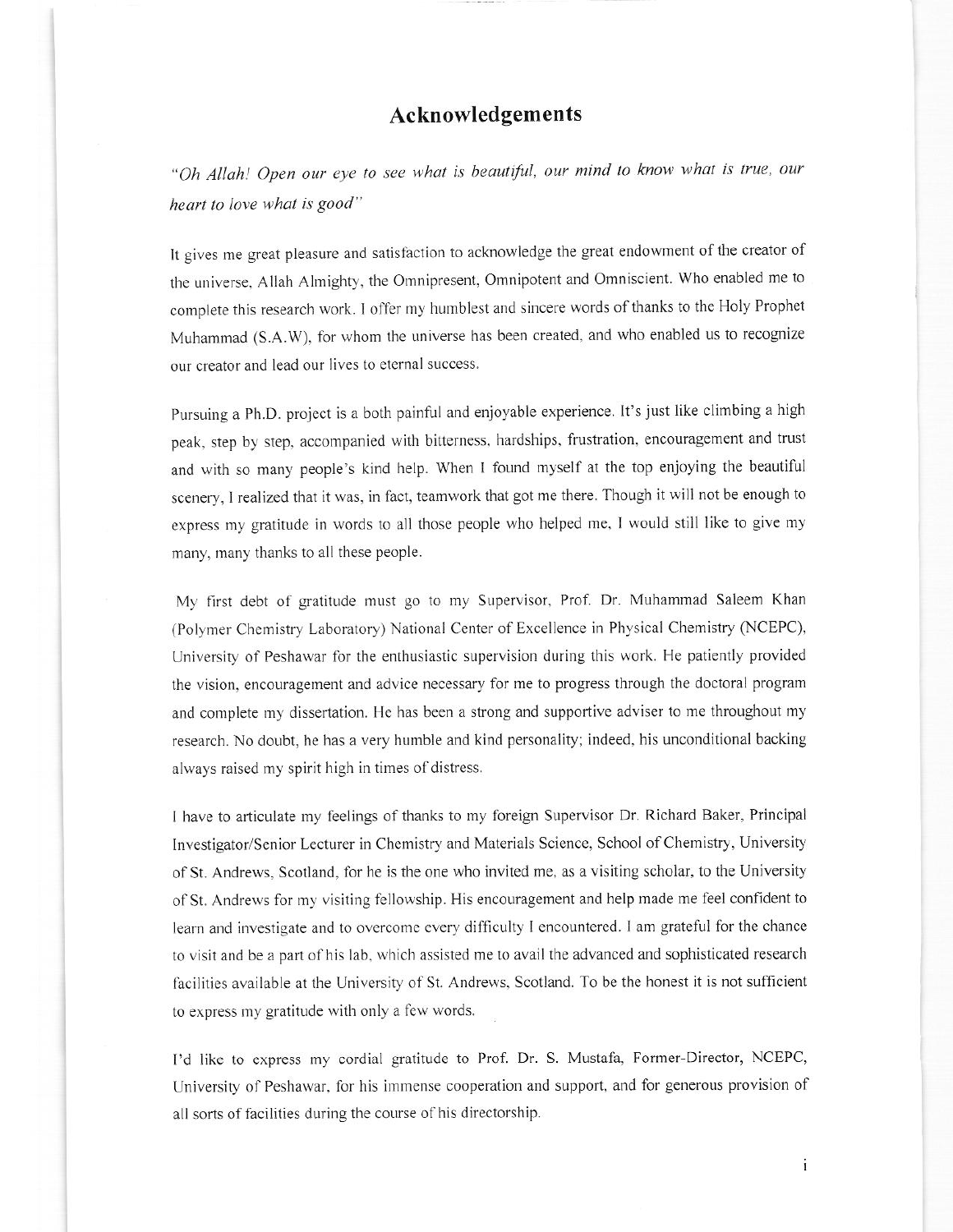# Acknowledgements

*"Oh Allah! Open our eye to see what is beautiful, our mind to know what is true, our heart to love what is good"*

It gives me great pleasure and satisfaction to acknowledge the great endowment of the creator of the universe, Allah Almighty, the Omnipresent, Omnipotent and Omniscient. Who enabled me to complete this research work. I offer my humblest and sincere words of thanks to the Holy Prophet Muhammad (S.A.W), for whom the universe has been created, and who enabled us to recognize our creator and lead our lives to eternal success.

Pursuing a Ph.D. project is a both painful and enjoyable experience. It's just like climbing a high peak, step by step, accompanied with bitterness, hardships, frustration, encouragement and trust and with so many people's kind help. When I found myself at the top enjoying the beautiful scenery, I realized that it was, in fact, teamwork that got me there. Though it will not be enough to express my gratitude in words to all those people who helped me, I would still like to give my many, many thanks to all these people.

My first debt of gratitude must go to my Supervisor, Prof. Dr. Muhammad Saleem Khan (Polymer Chemistry Laboratory) National Center of Excellence in Physical Chemistry (NCEPC), University of Peshawar for the enthusiastic supervision during this work. He patiently provided the vision, encouragement and advice necessary for me to progress through the doctoral program and complete my dissertation. He has been a strong and supportive adviser to me throughout my research. No doubt, he has a very humble and kind personality; indeed, his unconditional backing always raised my spirit high in times of distress.

I have to articulate my feelings of thanks to my foreign Supervisor Dr. Richard Baker, Principal Investigator/Senior Lecturer in Chemistry and Materials Science, School of Chemistry, University of St. Andrews, Scotland, for he is the one who invited me, as a visiting scholar, to the University of St. Andrews for my visiting fellowship. His encouragement and help made me feel confident to learn and investigate and to overcome every difficulty I encountered. I am grateful for the chance to visit and be a part of his lab, which assisted me to avail the advanced and sophisticated research facilities available at the University of St. Andrews, Scotland. To be the honest it is not sufficient to express my gratitude with only a few words.

I'd like to express my cordial gratitude to Prof. Dr. S. Mustafa, Former-Director, NCEPC, University of Peshawar, for his immense cooperation and support, and for generous provision of all sorts of facilities during the course of his directorship.